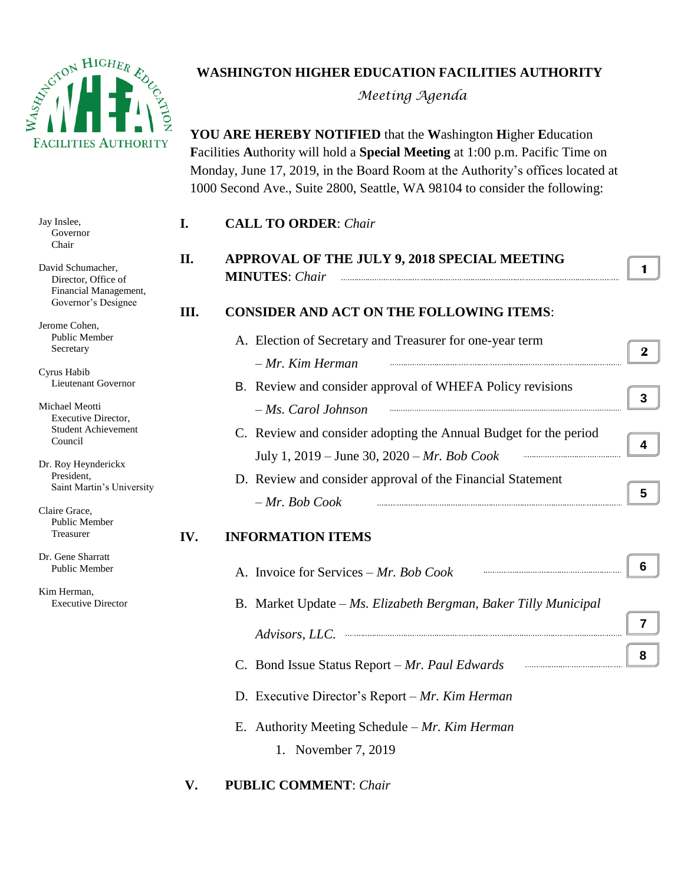# WASHINGTON HIGHER EDUCATION FACILITIES AUTHORITY

*Meeting Agenda*

**YOU ARE HEREBY NOTIFIED** that the **W**ashington **H**igher **E**ducation **F**acilities **A**uthority will hold a **Special Meeting** at 1:00 p.m. Pacific Time on Monday, June 17, 2019, in the Board Room at the Authority's offices located at 1000 Second Ave., Suite 2800, Seattle, WA 98104 to consider the following:

Jay Inslee,
Governor
Chair

David Schumacher,
Director, Office of Financial Management,
Governor's Designee

Jerome Cohen,
Public Member
Secretary

Cyrus Habib
Lieutenant Governor

Michael Meotti
Executive Director,
Student Achievement Council

Dr. Roy Heynderickx
President,
Saint Martin's University

Claire Grace,
Public Member
Treasurer

Dr. Gene Sharratt
Public Member

Kim Herman,
Executive Director

**I. CALL TO ORDER**: *Chair*

**II. APPROVAL OF THE JULY 9, 2018 SPECIAL MEETING MINUTES**: *Chair* ........ **1**

**III. CONSIDER AND ACT ON THE FOLLOWING ITEMS**:

A. Election of Secretary and Treasurer for one-year term – *Mr. Kim Herman* ........ **2**

B. Review and consider approval of WHEFA Policy revisions – *Ms. Carol Johnson* ........ **3**

C. Review and consider adopting the Annual Budget for the period July 1, 2019 – June 30, 2020 – *Mr. Bob Cook* ........ **4**

D. Review and consider approval of the Financial Statement – *Mr. Bob Cook* ........ **5**

**IV. INFORMATION ITEMS**

A. Invoice for Services – *Mr. Bob Cook* ........ **6**

B. Market Update – *Ms. Elizabeth Bergman, Baker Tilly Municipal Advisors, LLC.* ........ **7**

C. Bond Issue Status Report – *Mr. Paul Edwards* ........ **8**

D. Executive Director's Report – *Mr. Kim Herman*

E. Authority Meeting Schedule – *Mr. Kim Herman*

1. November 7, 2019

**V. PUBLIC COMMENT**: *Chair*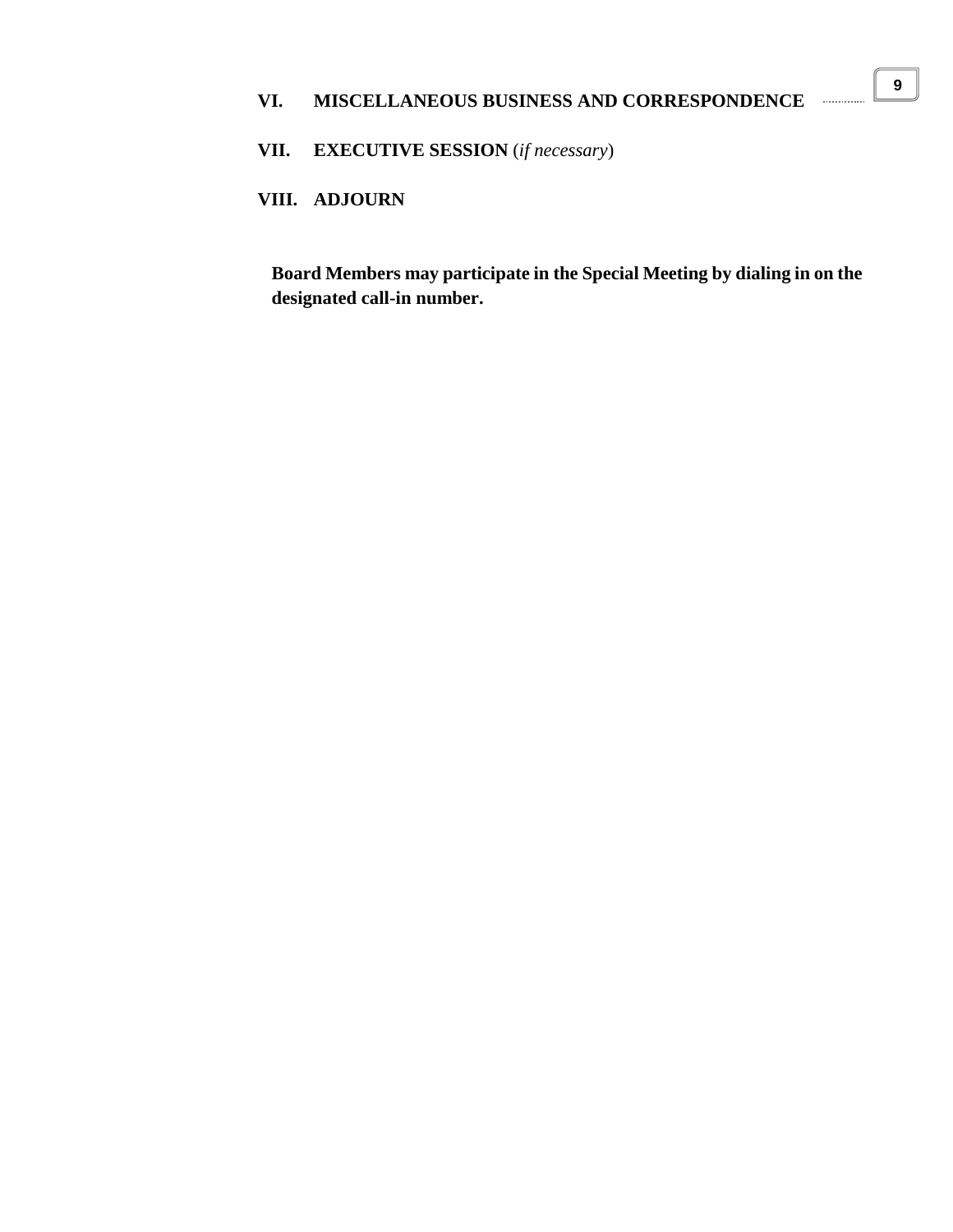**VI. MISCELLANEOUS BUSINESS AND CORRESPONDENCE** .............. 9

**VII. EXECUTIVE SESSION** (*if necessary*)

**VIII. ADJOURN**

**Board Members may participate in the Special Meeting by dialing in on the designated call-in number.**